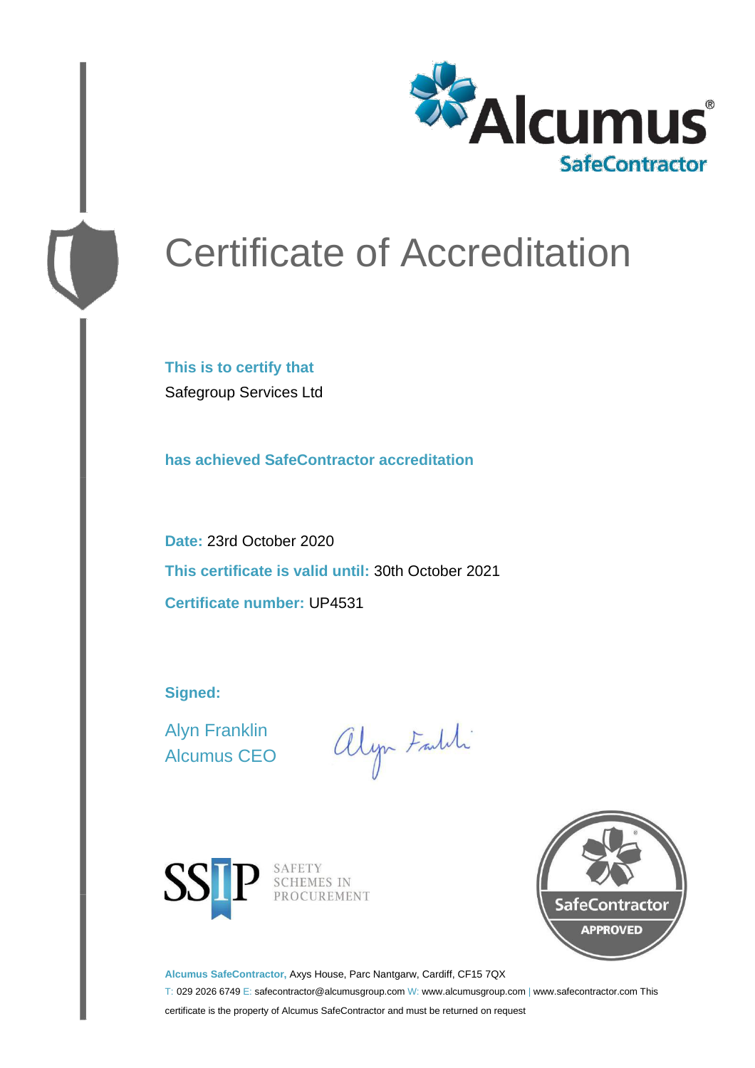Alcumus® SafeContractor

# Certificate of Accreditation

**This is to certify that**

Safegroup Services Ltd

**has achieved SafeContractor accreditation**

**Date:** 23rd October 2020

**This certificate is valid until:** 30th October 2021

**Certificate number:** UP4531

**Signed:**

Alyn Franklin
Alcumus CEO

SSIP SAFETY SCHEMES IN PROCUREMENT

SafeContractor APPROVED

**Alcumus SafeContractor,** Axys House, Parc Nantgarw, Cardiff, CF15 7QX

T: 029 2026 6749 E: safecontractor@alcumusgroup.com W: www.alcumusgroup.com | www.safecontractor.com This certificate is the property of Alcumus SafeContractor and must be returned on request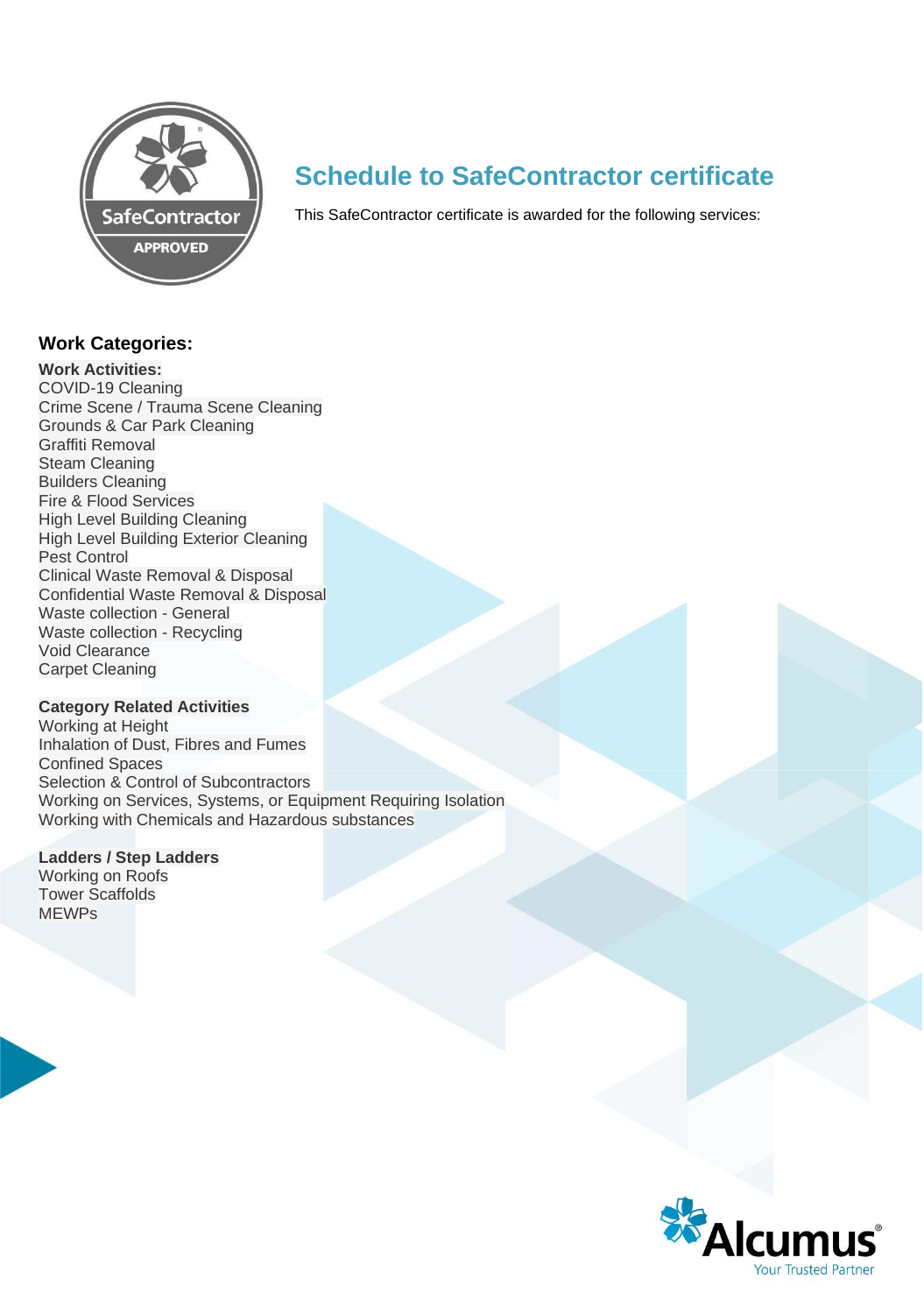# Schedule to SafeContractor certificate

This SafeContractor certificate is awarded for the following services:

## Work Categories:

**Work Activities:**

COVID-19 Cleaning
Crime Scene / Trauma Scene Cleaning
Grounds & Car Park Cleaning
Graffiti Removal
Steam Cleaning
Builders Cleaning
Fire & Flood Services
High Level Building Cleaning
High Level Building Exterior Cleaning
Pest Control
Clinical Waste Removal & Disposal
Confidential Waste Removal & Disposal
Waste collection - General
Waste collection - Recycling
Void Clearance
Carpet Cleaning

**Category Related Activities**

Working at Height
Inhalation of Dust, Fibres and Fumes
Confined Spaces
Selection & Control of Subcontractors
Working on Services, Systems, or Equipment Requiring Isolation
Working with Chemicals and Hazardous substances

**Ladders / Step Ladders**

Working on Roofs
Tower Scaffolds
MEWPs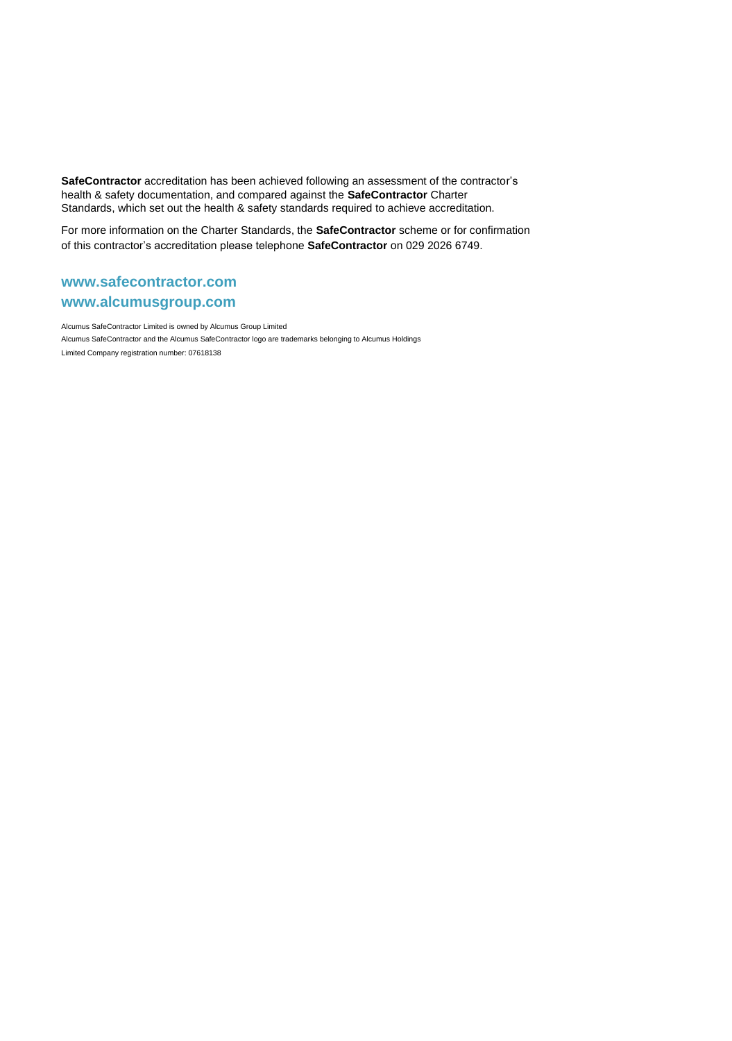**SafeContractor** accreditation has been achieved following an assessment of the contractor's health & safety documentation, and compared against the **SafeContractor** Charter Standards, which set out the health & safety standards required to achieve accreditation.

For more information on the Charter Standards, the **SafeContractor** scheme or for confirmation of this contractor's accreditation please telephone **SafeContractor** on 029 2026 6749.

**www.safecontractor.com**

**www.alcumusgroup.com**

Alcumus SafeContractor Limited is owned by Alcumus Group Limited

Alcumus SafeContractor and the Alcumus SafeContractor logo are trademarks belonging to Alcumus Holdings Limited Company registration number: 07618138